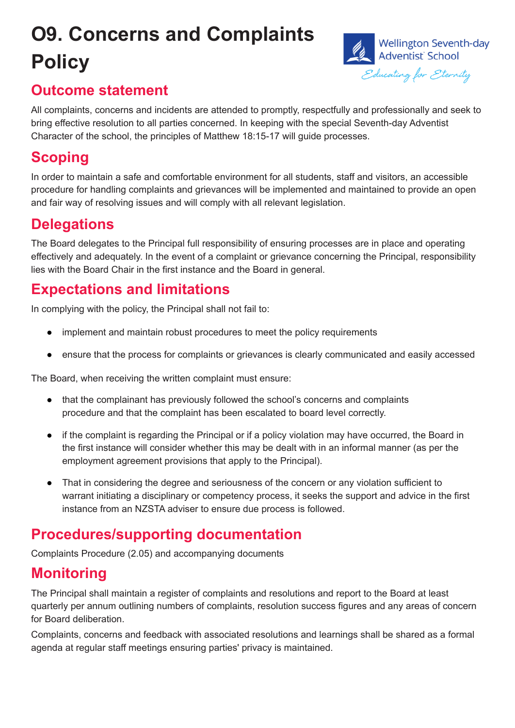# O9. Concerns and Complaints Policy

Wellington Seventh-day Adventist School

*Educating for Eternity*

## Outcome statement

All complaints, concerns and incidents are attended to promptly, respectfully and professionally and seek to bring effective resolution to all parties concerned. In keeping with the special Seventh-day Adventist Character of the school, the principles of Matthew 18:15-17 will guide processes.

## Scoping

In order to maintain a safe and comfortable environment for all students, staff and visitors, an accessible procedure for handling complaints and grievances will be implemented and maintained to provide an open and fair way of resolving issues and will comply with all relevant legislation.

## Delegations

The Board delegates to the Principal full responsibility of ensuring processes are in place and operating effectively and adequately. In the event of a complaint or grievance concerning the Principal, responsibility lies with the Board Chair in the first instance and the Board in general.

## Expectations and limitations

In complying with the policy, the Principal shall not fail to:

- implement and maintain robust procedures to meet the policy requirements
- ensure that the process for complaints or grievances is clearly communicated and easily accessed

The Board, when receiving the written complaint must ensure:

- that the complainant has previously followed the school's concerns and complaints procedure and that the complaint has been escalated to board level correctly.
- if the complaint is regarding the Principal or if a policy violation may have occurred, the Board in the first instance will consider whether this may be dealt with in an informal manner (as per the employment agreement provisions that apply to the Principal).
- That in considering the degree and seriousness of the concern or any violation sufficient to warrant initiating a disciplinary or competency process, it seeks the support and advice in the first instance from an NZSTA adviser to ensure due process is followed.

## Procedures/supporting documentation

Complaints Procedure (2.05) and accompanying documents

## Monitoring

The Principal shall maintain a register of complaints and resolutions and report to the Board at least quarterly per annum outlining numbers of complaints, resolution success figures and any areas of concern for Board deliberation.

Complaints, concerns and feedback with associated resolutions and learnings shall be shared as a formal agenda at regular staff meetings ensuring parties' privacy is maintained.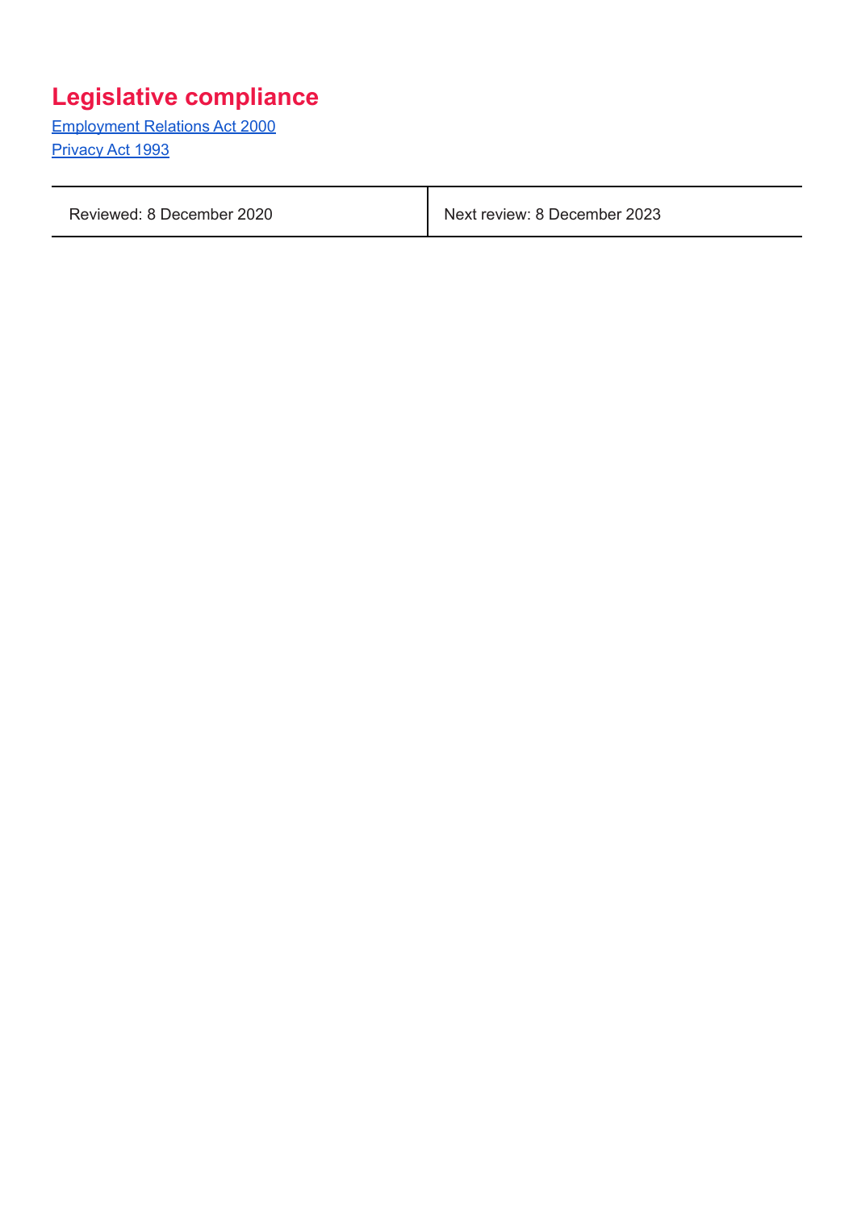## Legislative compliance

[Employment Relations Act 2000]
[Privacy Act 1993]

| | |
|---|---|
| Reviewed: 8 December 2020 | Next review: 8 December 2023 |